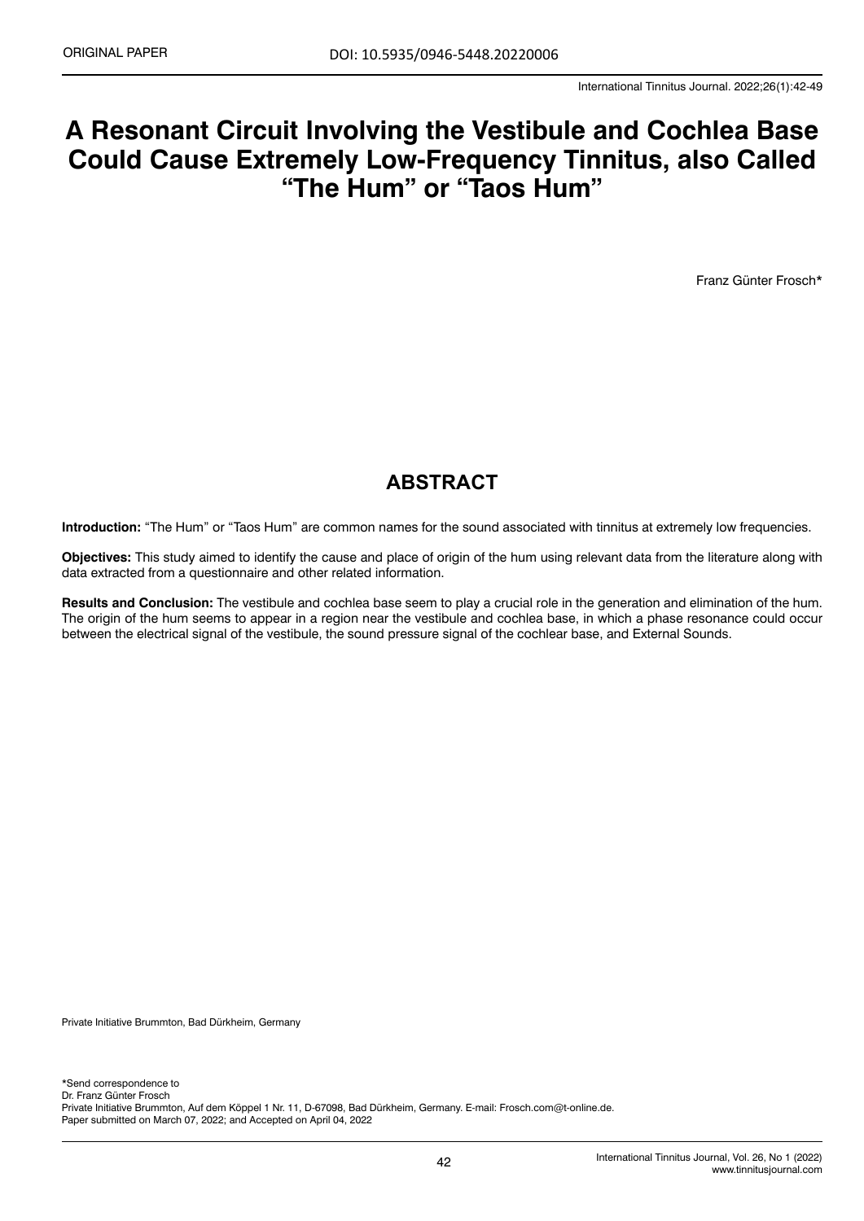ORIGINAL PAPER

DOI: 10.5935/0946-5448.20220006

# A Resonant Circuit Involving the Vestibule and Cochlea Base Could Cause Extremely Low-Frequency Tinnitus, also Called "The Hum" or "Taos Hum"

Franz Günter Frosch*

## ABSTRACT

**Introduction:** "The Hum" or "Taos Hum" are common names for the sound associated with tinnitus at extremely low frequencies.

**Objectives:** This study aimed to identify the cause and place of origin of the hum using relevant data from the literature along with data extracted from a questionnaire and other related information.

**Results and Conclusion:** The vestibule and cochlea base seem to play a crucial role in the generation and elimination of the hum. The origin of the hum seems to appear in a region near the vestibule and cochlea base, in which a phase resonance could occur between the electrical signal of the vestibule, the sound pressure signal of the cochlear base, and External Sounds.

Private Initiative Brummton, Bad Dürkheim, Germany

*Send correspondence to
Dr. Franz Günter Frosch
Private Initiative Brummton, Auf dem Köppel 1 Nr. 11, D-67098, Bad Dürkheim, Germany. E-mail: Frosch.com@t-online.de.
Paper submitted on March 07, 2022; and Accepted on April 04, 2022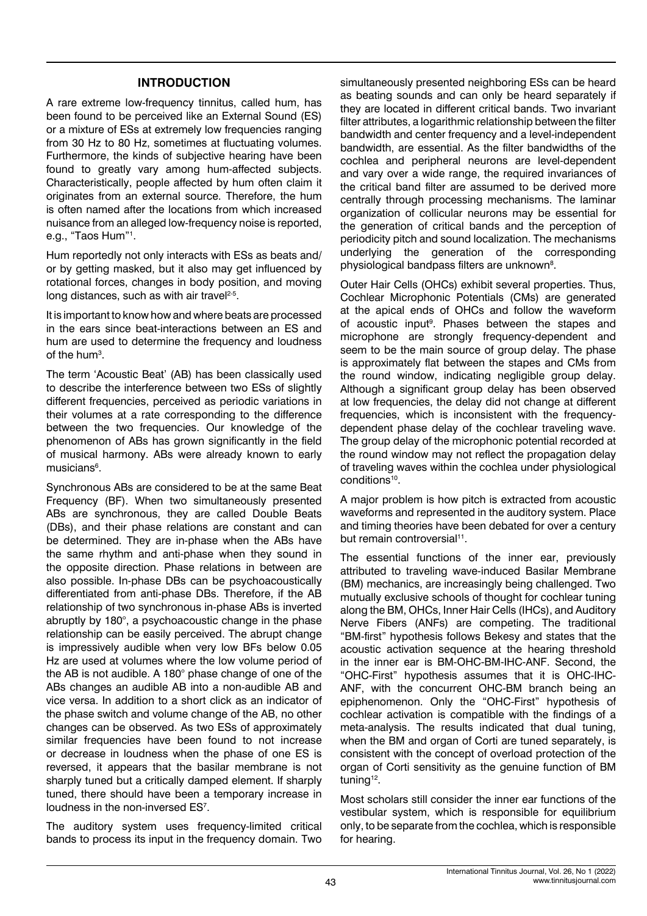## INTRODUCTION

A rare extreme low-frequency tinnitus, called hum, has been found to be perceived like an External Sound (ES) or a mixture of ESs at extremely low frequencies ranging from 30 Hz to 80 Hz, sometimes at fluctuating volumes. Furthermore, the kinds of subjective hearing have been found to greatly vary among hum-affected subjects. Characteristically, people affected by hum often claim it originates from an external source. Therefore, the hum is often named after the locations from which increased nuisance from an alleged low-frequency noise is reported, e.g., "Taos Hum"[1].

Hum reportedly not only interacts with ESs as beats and/or by getting masked, but it also may get influenced by rotational forces, changes in body position, and moving long distances, such as with air travel[2-5].

It is important to know how and where beats are processed in the ears since beat-interactions between an ES and hum are used to determine the frequency and loudness of the hum[3].

The term 'Acoustic Beat' (AB) has been classically used to describe the interference between two ESs of slightly different frequencies, perceived as periodic variations in their volumes at a rate corresponding to the difference between the two frequencies. Our knowledge of the phenomenon of ABs has grown significantly in the field of musical harmony. ABs were already known to early musicians[6].

Synchronous ABs are considered to be at the same Beat Frequency (BF). When two simultaneously presented ABs are synchronous, they are called Double Beats (DBs), and their phase relations are constant and can be determined. They are in-phase when the ABs have the same rhythm and anti-phase when they sound in the opposite direction. Phase relations in between are also possible. In-phase DBs can be psychoacoustically differentiated from anti-phase DBs. Therefore, if the AB relationship of two synchronous in-phase ABs is inverted abruptly by 180°, a psychoacoustic change in the phase relationship can be easily perceived. The abrupt change is impressively audible when very low BFs below 0.05 Hz are used at volumes where the low volume period of the AB is not audible. A 180° phase change of one of the ABs changes an audible AB into a non-audible AB and vice versa. In addition to a short click as an indicator of the phase switch and volume change of the AB, no other changes can be observed. As two ESs of approximately similar frequencies have been found to not increase or decrease in loudness when the phase of one ES is reversed, it appears that the basilar membrane is not sharply tuned but a critically damped element. If sharply tuned, there should have been a temporary increase in loudness in the non-inversed ES[7].

The auditory system uses frequency-limited critical bands to process its input in the frequency domain. Two simultaneously presented neighboring ESs can be heard as beating sounds and can only be heard separately if they are located in different critical bands. Two invariant filter attributes, a logarithmic relationship between the filter bandwidth and center frequency and a level-independent bandwidth, are essential. As the filter bandwidths of the cochlea and peripheral neurons are level-dependent and vary over a wide range, the required invariances of the critical band filter are assumed to be derived more centrally through processing mechanisms. The laminar organization of collicular neurons may be essential for the generation of critical bands and the perception of periodicity pitch and sound localization. The mechanisms underlying the generation of the corresponding physiological bandpass filters are unknown[8].

Outer Hair Cells (OHCs) exhibit several properties. Thus, Cochlear Microphonic Potentials (CMs) are generated at the apical ends of OHCs and follow the waveform of acoustic input[9]. Phases between the stapes and microphone are strongly frequency-dependent and seem to be the main source of group delay. The phase is approximately flat between the stapes and CMs from the round window, indicating negligible group delay. Although a significant group delay has been observed at low frequencies, the delay did not change at different frequencies, which is inconsistent with the frequency-dependent phase delay of the cochlear traveling wave. The group delay of the microphonic potential recorded at the round window may not reflect the propagation delay of traveling waves within the cochlea under physiological conditions[10].

A major problem is how pitch is extracted from acoustic waveforms and represented in the auditory system. Place and timing theories have been debated for over a century but remain controversial[11].

The essential functions of the inner ear, previously attributed to traveling wave-induced Basilar Membrane (BM) mechanics, are increasingly being challenged. Two mutually exclusive schools of thought for cochlear tuning along the BM, OHCs, Inner Hair Cells (IHCs), and Auditory Nerve Fibers (ANFs) are competing. The traditional "BM-first" hypothesis follows Bekesy and states that the acoustic activation sequence at the hearing threshold in the inner ear is BM-OHC-BM-IHC-ANF. Second, the "OHC-First" hypothesis assumes that it is OHC-IHC-ANF, with the concurrent OHC-BM branch being an epiphenomenon. Only the "OHC-First" hypothesis of cochlear activation is compatible with the findings of a meta-analysis. The results indicated that dual tuning, when the BM and organ of Corti are tuned separately, is consistent with the concept of overload protection of the organ of Corti sensitivity as the genuine function of BM tuning[12].

Most scholars still consider the inner ear functions of the vestibular system, which is responsible for equilibrium only, to be separate from the cochlea, which is responsible for hearing.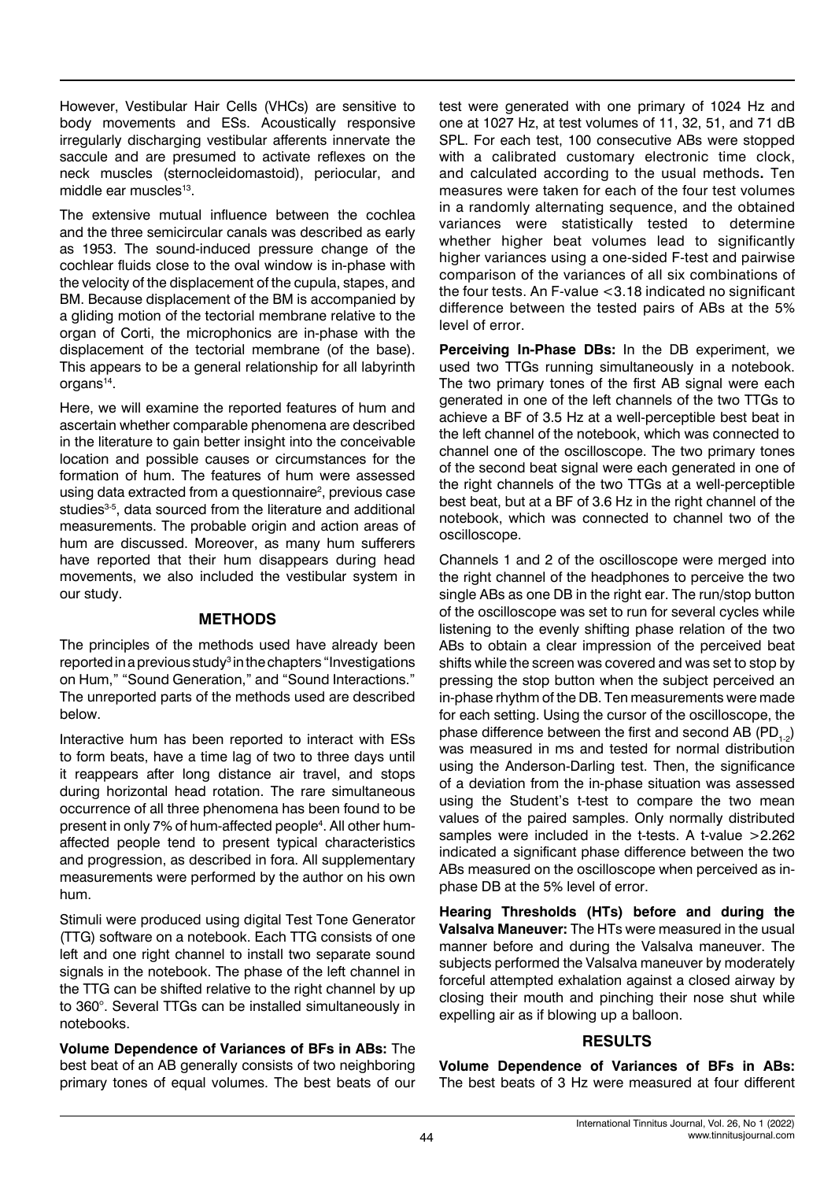However, Vestibular Hair Cells (VHCs) are sensitive to body movements and ESs. Acoustically responsive irregularly discharging vestibular afferents innervate the saccule and are presumed to activate reflexes on the neck muscles (sternocleidomastoid), periocular, and middle ear muscles[13].

The extensive mutual influence between the cochlea and the three semicircular canals was described as early as 1953. The sound-induced pressure change of the cochlear fluids close to the oval window is in-phase with the velocity of the displacement of the cupula, stapes, and BM. Because displacement of the BM is accompanied by a gliding motion of the tectorial membrane relative to the organ of Corti, the microphonics are in-phase with the displacement of the tectorial membrane (of the base). This appears to be a general relationship for all labyrinth organs[14].

Here, we will examine the reported features of hum and ascertain whether comparable phenomena are described in the literature to gain better insight into the conceivable location and possible causes or circumstances for the formation of hum. The features of hum were assessed using data extracted from a questionnaire[2], previous case studies[3-5], data sourced from the literature and additional measurements. The probable origin and action areas of hum are discussed. Moreover, as many hum sufferers have reported that their hum disappears during head movements, we also included the vestibular system in our study.

## METHODS

The principles of the methods used have already been reported in a previous study[3] in the chapters "Investigations on Hum," "Sound Generation," and "Sound Interactions." The unreported parts of the methods used are described below.

Interactive hum has been reported to interact with ESs to form beats, have a time lag of two to three days until it reappears after long distance air travel, and stops during horizontal head rotation. The rare simultaneous occurrence of all three phenomena has been found to be present in only 7% of hum-affected people[4]. All other hum-affected people tend to present typical characteristics and progression, as described in fora. All supplementary measurements were performed by the author on his own hum.

Stimuli were produced using digital Test Tone Generator (TTG) software on a notebook. Each TTG consists of one left and one right channel to install two separate sound signals in the notebook. The phase of the left channel in the TTG can be shifted relative to the right channel by up to 360°. Several TTGs can be installed simultaneously in notebooks.

**Volume Dependence of Variances of BFs in ABs:** The best beat of an AB generally consists of two neighboring primary tones of equal volumes. The best beats of our test were generated with one primary of 1024 Hz and one at 1027 Hz, at test volumes of 11, 32, 51, and 71 dB SPL. For each test, 100 consecutive ABs were stopped with a calibrated customary electronic time clock, and calculated according to the usual methods**.** Ten measures were taken for each of the four test volumes in a randomly alternating sequence, and the obtained variances were statistically tested to determine whether higher beat volumes lead to significantly higher variances using a one-sided F-test and pairwise comparison of the variances of all six combinations of the four tests. An F-value <3.18 indicated no significant difference between the tested pairs of ABs at the 5% level of error.

**Perceiving In-Phase DBs:** In the DB experiment, we used two TTGs running simultaneously in a notebook. The two primary tones of the first AB signal were each generated in one of the left channels of the two TTGs to achieve a BF of 3.5 Hz at a well-perceptible best beat in the left channel of the notebook, which was connected to channel one of the oscilloscope. The two primary tones of the second beat signal were each generated in one of the right channels of the two TTGs at a well-perceptible best beat, but at a BF of 3.6 Hz in the right channel of the notebook, which was connected to channel two of the oscilloscope.

Channels 1 and 2 of the oscilloscope were merged into the right channel of the headphones to perceive the two single ABs as one DB in the right ear. The run/stop button of the oscilloscope was set to run for several cycles while listening to the evenly shifting phase relation of the two ABs to obtain a clear impression of the perceived beat shifts while the screen was covered and was set to stop by pressing the stop button when the subject perceived an in-phase rhythm of the DB. Ten measurements were made for each setting. Using the cursor of the oscilloscope, the phase difference between the first and second AB ($PD_{1\text{-}2}$) was measured in ms and tested for normal distribution using the Anderson-Darling test. Then, the significance of a deviation from the in-phase situation was assessed using the Student's t-test to compare the two mean values of the paired samples. Only normally distributed samples were included in the t-tests. A t-value >2.262 indicated a significant phase difference between the two ABs measured on the oscilloscope when perceived as in-phase DB at the 5% level of error.

**Hearing Thresholds (HTs) before and during the Valsalva Maneuver:** The HTs were measured in the usual manner before and during the Valsalva maneuver. The subjects performed the Valsalva maneuver by moderately forceful attempted exhalation against a closed airway by closing their mouth and pinching their nose shut while expelling air as if blowing up a balloon.

## RESULTS

**Volume Dependence of Variances of BFs in ABs:** The best beats of 3 Hz were measured at four different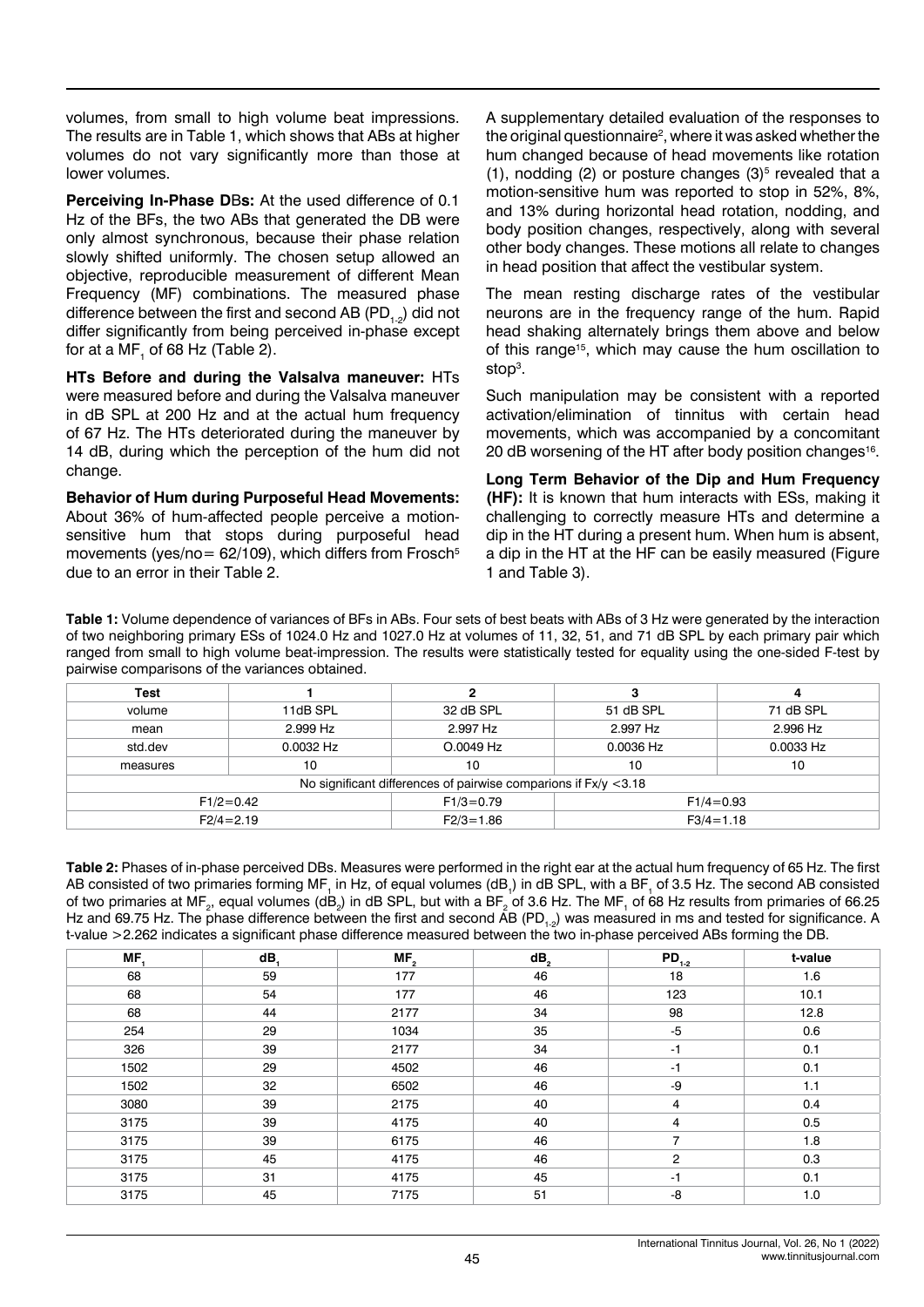volumes, from small to high volume beat impressions. The results are in Table 1, which shows that ABs at higher volumes do not vary significantly more than those at lower volumes.

**Perceiving In-Phase DBs:** At the used difference of 0.1 Hz of the BFs, the two ABs that generated the DB were only almost synchronous, because their phase relation slowly shifted uniformly. The chosen setup allowed an objective, reproducible measurement of different Mean Frequency (MF) combinations. The measured phase difference between the first and second AB ($PD_{1-2}$) did not differ significantly from being perceived in-phase except for at a $MF_1$ of 68 Hz (Table 2).

**HTs Before and during the Valsalva maneuver:** HTs were measured before and during the Valsalva maneuver in dB SPL at 200 Hz and at the actual hum frequency of 67 Hz. The HTs deteriorated during the maneuver by 14 dB, during which the perception of the hum did not change.

**Behavior of Hum during Purposeful Head Movements:** About 36% of hum-affected people perceive a motion-sensitive hum that stops during purposeful head movements (yes/no= 62/109), which differs from Frosch[5] due to an error in their Table 2.

A supplementary detailed evaluation of the responses to the original questionnaire[2], where it was asked whether the hum changed because of head movements like rotation (1), nodding (2) or posture changes (3)[5] revealed that a motion-sensitive hum was reported to stop in 52%, 8%, and 13% during horizontal head rotation, nodding, and body position changes, respectively, along with several other body changes. These motions all relate to changes in head position that affect the vestibular system.

The mean resting discharge rates of the vestibular neurons are in the frequency range of the hum. Rapid head shaking alternately brings them above and below of this range[15], which may cause the hum oscillation to stop[3].

Such manipulation may be consistent with a reported activation/elimination of tinnitus with certain head movements, which was accompanied by a concomitant 20 dB worsening of the HT after body position changes[16].

**Long Term Behavior of the Dip and Hum Frequency (HF):** It is known that hum interacts with ESs, making it challenging to correctly measure HTs and determine a dip in the HT during a present hum. When hum is absent, a dip in the HT at the HF can be easily measured (Figure 1 and Table 3).

**Table 1:** Volume dependence of variances of BFs in ABs. Four sets of best beats with ABs of 3 Hz were generated by the interaction of two neighboring primary ESs of 1024.0 Hz and 1027.0 Hz at volumes of 11, 32, 51, and 71 dB SPL by each primary pair which ranged from small to high volume beat-impression. The results were statistically tested for equality using the one-sided F-test by pairwise comparisons of the variances obtained.

| Test | 1 | 2 | 3 | 4 |
|---|---|---|---|---|
| volume | 11dB SPL | 32 dB SPL | 51 dB SPL | 71 dB SPL |
| mean | 2.999 Hz | 2.997 Hz | 2.997 Hz | 2.996 Hz |
| std.dev | 0.0032 Hz | O.0049 Hz | 0.0036 Hz | 0.0033 Hz |
| measures | 10 | 10 | 10 | 10 |
| No significant differences of pairwise comparions if Fx/y <3.18 | | | | |
| F1/2=0.42 | | F1/3=0.79 | F1/4=0.93 | |
| F2/4=2.19 | | F2/3=1.86 | F3/4=1.18 | |

**Table 2:** Phases of in-phase perceived DBs. Measures were performed in the right ear at the actual hum frequency of 65 Hz. The first AB consisted of two primaries forming $MF_1$ in Hz, of equal volumes ($dB_1$) in dB SPL, with a $BF_1$ of 3.5 Hz. The second AB consisted of two primaries at $MF_2$, equal volumes ($dB_2$) in dB SPL, but with a $BF_2$ of 3.6 Hz. The $MF_1$ of 68 Hz results from primaries of 66.25 Hz and 69.75 Hz. The phase difference between the first and second AB ($PD_{1-2}$) was measured in ms and tested for significance. A t-value >2.262 indicates a significant phase difference measured between the two in-phase perceived ABs forming the DB.

| $MF_1$ | $dB_1$ | $MF_2$ | $dB_2$ | $PD_{1-2}$ | t-value |
|---|---|---|---|---|---|
| 68 | 59 | 177 | 46 | 18 | 1.6 |
| 68 | 54 | 177 | 46 | 123 | 10.1 |
| 68 | 44 | 2177 | 34 | 98 | 12.8 |
| 254 | 29 | 1034 | 35 | -5 | 0.6 |
| 326 | 39 | 2177 | 34 | -1 | 0.1 |
| 1502 | 29 | 4502 | 46 | -1 | 0.1 |
| 1502 | 32 | 6502 | 46 | -9 | 1.1 |
| 3080 | 39 | 2175 | 40 | 4 | 0.4 |
| 3175 | 39 | 4175 | 40 | 4 | 0.5 |
| 3175 | 39 | 6175 | 46 | 7 | 1.8 |
| 3175 | 45 | 4175 | 46 | 2 | 0.3 |
| 3175 | 31 | 4175 | 45 | -1 | 0.1 |
| 3175 | 45 | 7175 | 51 | -8 | 1.0 |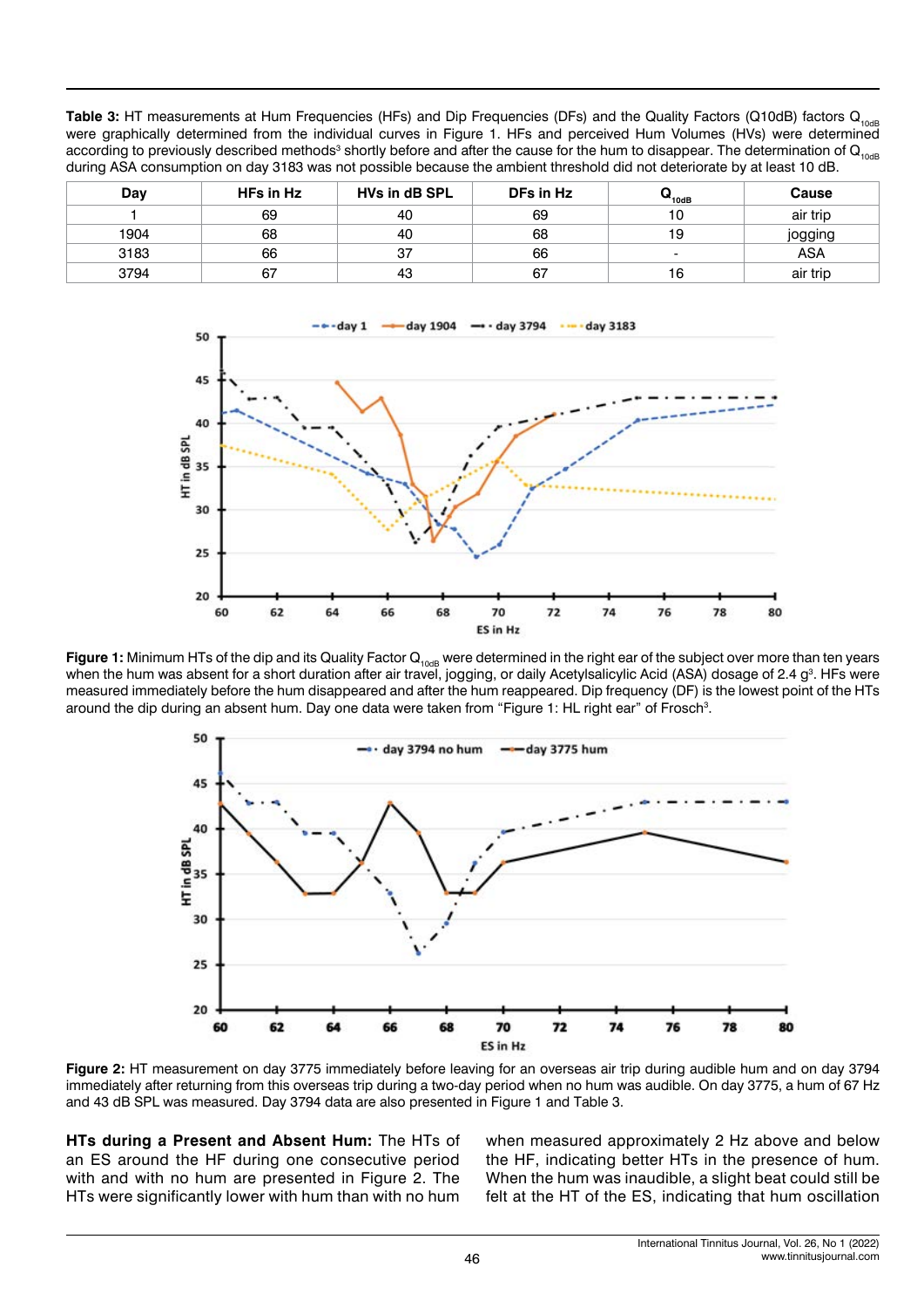**Table 3:** HT measurements at Hum Frequencies (HFs) and Dip Frequencies (DFs) and the Quality Factors (Q10dB) factors $Q_{10dB}$ were graphically determined from the individual curves in Figure 1. HFs and perceived Hum Volumes (HVs) were determined according to previously described methods[3] shortly before and after the cause for the hum to disappear. The determination of $Q_{10dB}$ during ASA consumption on day 3183 was not possible because the ambient threshold did not deteriorate by at least 10 dB.

| Day | HFs in Hz | HVs in dB SPL | DFs in Hz | $Q_{10dB}$ | Cause |
|---|---|---|---|---|---|
| 1 | 69 | 40 | 69 | 10 | air trip |
| 1904 | 68 | 40 | 68 | 19 | jogging |
| 3183 | 66 | 37 | 66 | - | ASA |
| 3794 | 67 | 43 | 67 | 16 | air trip |

day 1
day 1904
day 3794
day 3183
HT in dB SPL
50
45
40
35
30
25
20
60 62 64 66 68 70 72 74 76 78 80
ES in Hz

**Figure 1:** Minimum HTs of the dip and its Quality Factor $Q_{10dB}$ were determined in the right ear of the subject over more than ten years when the hum was absent for a short duration after air travel, jogging, or daily Acetylsalicylic Acid (ASA) dosage of 2.4 g[3]. HFs were measured immediately before the hum disappeared and after the hum reappeared. Dip frequency (DF) is the lowest point of the HTs around the dip during an absent hum. Day one data were taken from "Figure 1: HL right ear" of Frosch[3].

day 3794 no hum
day 3775 hum
HT in dB SPL
50
45
40
35
30
25
20
60 62 64 66 68 70 72 74 76 78 80
ES in Hz

**Figure 2:** HT measurement on day 3775 immediately before leaving for an overseas air trip during audible hum and on day 3794 immediately after returning from this overseas trip during a two-day period when no hum was audible. On day 3775, a hum of 67 Hz and 43 dB SPL was measured. Day 3794 data are also presented in Figure 1 and Table 3.

**HTs during a Present and Absent Hum:** The HTs of an ES around the HF during one consecutive period with and with no hum are presented in Figure 2. The HTs were significantly lower with hum than with no hum when measured approximately 2 Hz above and below the HF, indicating better HTs in the presence of hum. When the hum was inaudible, a slight beat could still be felt at the HT of the ES, indicating that hum oscillation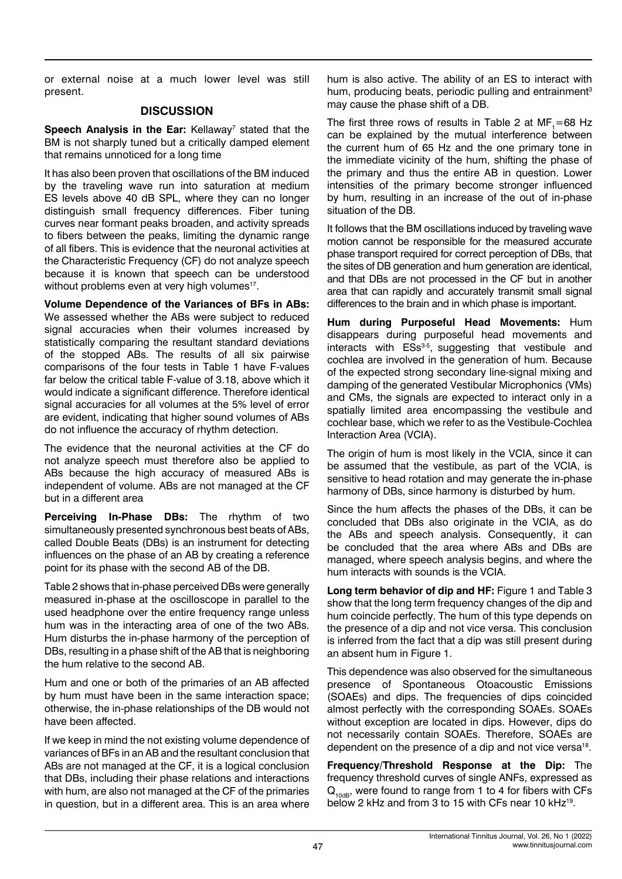or external noise at a much lower level was still present.

## DISCUSSION

**Speech Analysis in the Ear:** Kellaway[7] stated that the BM is not sharply tuned but a critically damped element that remains unnoticed for a long time

It has also been proven that oscillations of the BM induced by the traveling wave run into saturation at medium ES levels above 40 dB SPL, where they can no longer distinguish small frequency differences. Fiber tuning curves near formant peaks broaden, and activity spreads to fibers between the peaks, limiting the dynamic range of all fibers. This is evidence that the neuronal activities at the Characteristic Frequency (CF) do not analyze speech because it is known that speech can be understood without problems even at very high volumes[17].

**Volume Dependence of the Variances of BFs in ABs:** We assessed whether the ABs were subject to reduced signal accuracies when their volumes increased by statistically comparing the resultant standard deviations of the stopped ABs. The results of all six pairwise comparisons of the four tests in Table 1 have F-values far below the critical table F-value of 3.18, above which it would indicate a significant difference. Therefore identical signal accuracies for all volumes at the 5% level of error are evident, indicating that higher sound volumes of ABs do not influence the accuracy of rhythm detection.

The evidence that the neuronal activities at the CF do not analyze speech must therefore also be applied to ABs because the high accuracy of measured ABs is independent of volume. ABs are not managed at the CF but in a different area

**Perceiving In-Phase DBs:** The rhythm of two simultaneously presented synchronous best beats of ABs, called Double Beats (DBs) is an instrument for detecting influences on the phase of an AB by creating a reference point for its phase with the second AB of the DB.

Table 2 shows that in-phase perceived DBs were generally measured in-phase at the oscilloscope in parallel to the used headphone over the entire frequency range unless hum was in the interacting area of one of the two ABs. Hum disturbs the in-phase harmony of the perception of DBs, resulting in a phase shift of the AB that is neighboring the hum relative to the second AB.

Hum and one or both of the primaries of an AB affected by hum must have been in the same interaction space; otherwise, the in-phase relationships of the DB would not have been affected.

If we keep in mind the not existing volume dependence of variances of BFs in an AB and the resultant conclusion that ABs are not managed at the CF, it is a logical conclusion that DBs, including their phase relations and interactions with hum, are also not managed at the CF of the primaries in question, but in a different area. This is an area where hum is also active. The ability of an ES to interact with hum, producing beats, periodic pulling and entrainment[3] may cause the phase shift of a DB.

The first three rows of results in Table 2 at $MF_1$=68 Hz can be explained by the mutual interference between the current hum of 65 Hz and the one primary tone in the immediate vicinity of the hum, shifting the phase of the primary and thus the entire AB in question. Lower intensities of the primary become stronger influenced by hum, resulting in an increase of the out of in-phase situation of the DB.

It follows that the BM oscillations induced by traveling wave motion cannot be responsible for the measured accurate phase transport required for correct perception of DBs, that the sites of DB generation and hum generation are identical, and that DBs are not processed in the CF but in another area that can rapidly and accurately transmit small signal differences to the brain and in which phase is important.

**Hum during Purposeful Head Movements:** Hum disappears during purposeful head movements and interacts with ESs[3-5], suggesting that vestibule and cochlea are involved in the generation of hum. Because of the expected strong secondary line-signal mixing and damping of the generated Vestibular Microphonics (VMs) and CMs, the signals are expected to interact only in a spatially limited area encompassing the vestibule and cochlear base, which we refer to as the Vestibule-Cochlea Interaction Area (VCIA).

The origin of hum is most likely in the VCIA, since it can be assumed that the vestibule, as part of the VCIA, is sensitive to head rotation and may generate the in-phase harmony of DBs, since harmony is disturbed by hum.

Since the hum affects the phases of the DBs, it can be concluded that DBs also originate in the VCIA, as do the ABs and speech analysis. Consequently, it can be concluded that the area where ABs and DBs are managed, where speech analysis begins, and where the hum interacts with sounds is the VCIA.

**Long term behavior of dip and HF:** Figure 1 and Table 3 show that the long term frequency changes of the dip and hum coincide perfectly. The hum of this type depends on the presence of a dip and not vice versa. This conclusion is inferred from the fact that a dip was still present during an absent hum in Figure 1.

This dependence was also observed for the simultaneous presence of Spontaneous Otoacoustic Emissions (SOAEs) and dips. The frequencies of dips coincided almost perfectly with the corresponding SOAEs. SOAEs without exception are located in dips. However, dips do not necessarily contain SOAEs. Therefore, SOAEs are dependent on the presence of a dip and not vice versa[18].

**Frequency/Threshold Response at the Dip:** The frequency threshold curves of single ANFs, expressed as $Q_{10dB}$, were found to range from 1 to 4 for fibers with CFs below 2 kHz and from 3 to 15 with CFs near 10 kHz[19].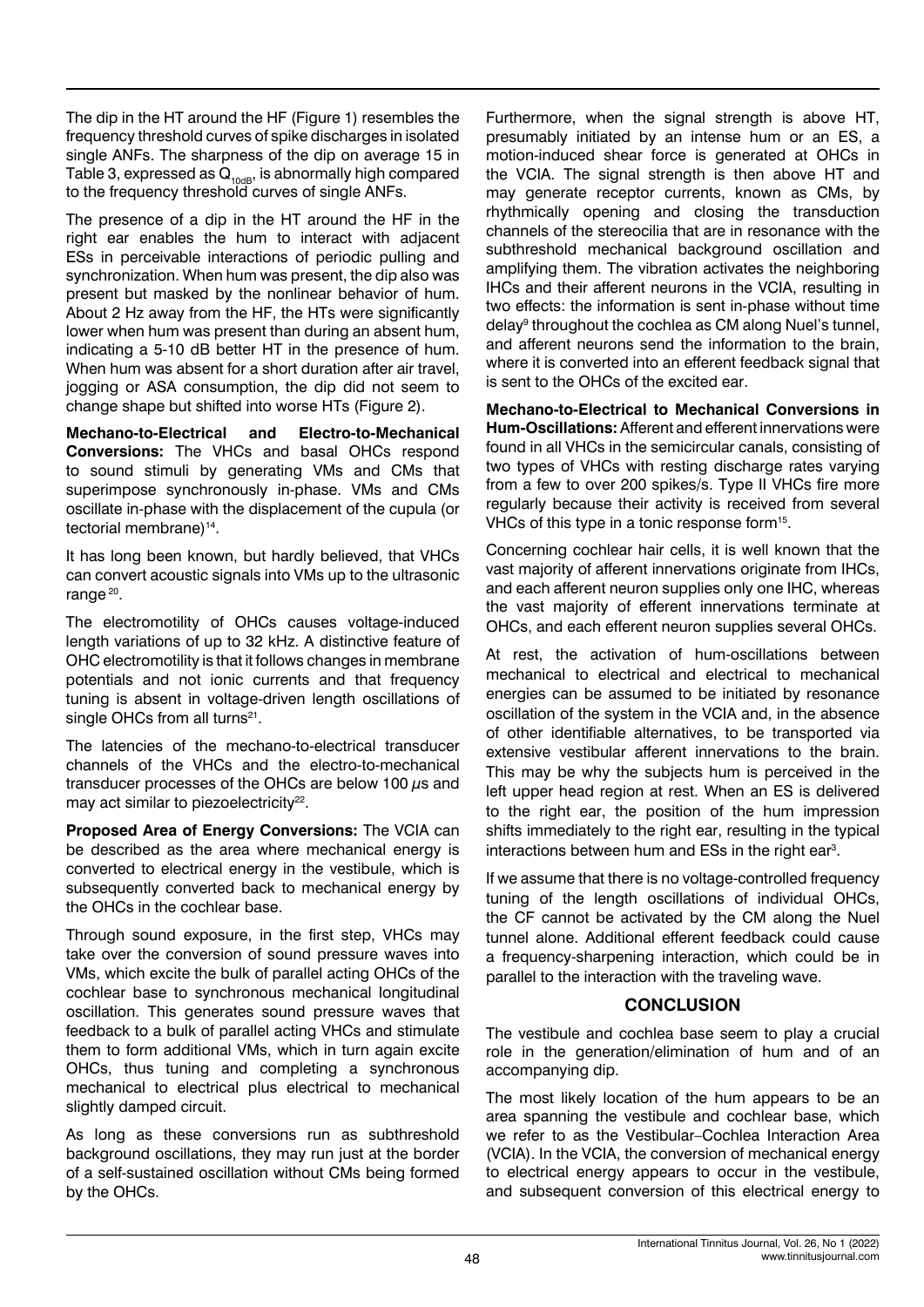The dip in the HT around the HF (Figure 1) resembles the frequency threshold curves of spike discharges in isolated single ANFs. The sharpness of the dip on average 15 in Table 3, expressed as $Q_{10dB}$, is abnormally high compared to the frequency threshold curves of single ANFs.

The presence of a dip in the HT around the HF in the right ear enables the hum to interact with adjacent ESs in perceivable interactions of periodic pulling and synchronization. When hum was present, the dip also was present but masked by the nonlinear behavior of hum. About 2 Hz away from the HF, the HTs were significantly lower when hum was present than during an absent hum, indicating a 5-10 dB better HT in the presence of hum. When hum was absent for a short duration after air travel, jogging or ASA consumption, the dip did not seem to change shape but shifted into worse HTs (Figure 2).

**Mechano-to-Electrical and Electro-to-Mechanical Conversions:** The VHCs and basal OHCs respond to sound stimuli by generating VMs and CMs that superimpose synchronously in-phase. VMs and CMs oscillate in-phase with the displacement of the cupula (or tectorial membrane)[14].

It has long been known, but hardly believed, that VHCs can convert acoustic signals into VMs up to the ultrasonic range [20].

The electromotility of OHCs causes voltage-induced length variations of up to 32 kHz. A distinctive feature of OHC electromotility is that it follows changes in membrane potentials and not ionic currents and that frequency tuning is absent in voltage-driven length oscillations of single OHCs from all turns[21].

The latencies of the mechano-to-electrical transducer channels of the VHCs and the electro-to-mechanical transducer processes of the OHCs are below 100 $\mu$s and may act similar to piezoelectricity[22].

**Proposed Area of Energy Conversions:** The VCIA can be described as the area where mechanical energy is converted to electrical energy in the vestibule, which is subsequently converted back to mechanical energy by the OHCs in the cochlear base.

Through sound exposure, in the first step, VHCs may take over the conversion of sound pressure waves into VMs, which excite the bulk of parallel acting OHCs of the cochlear base to synchronous mechanical longitudinal oscillation. This generates sound pressure waves that feedback to a bulk of parallel acting VHCs and stimulate them to form additional VMs, which in turn again excite OHCs, thus tuning and completing a synchronous mechanical to electrical plus electrical to mechanical slightly damped circuit.

As long as these conversions run as subthreshold background oscillations, they may run just at the border of a self-sustained oscillation without CMs being formed by the OHCs.

Furthermore, when the signal strength is above HT, presumably initiated by an intense hum or an ES, a motion-induced shear force is generated at OHCs in the VCIA. The signal strength is then above HT and may generate receptor currents, known as CMs, by rhythmically opening and closing the transduction channels of the stereocilia that are in resonance with the subthreshold mechanical background oscillation and amplifying them. The vibration activates the neighboring IHCs and their afferent neurons in the VCIA, resulting in two effects: the information is sent in-phase without time delay[9] throughout the cochlea as CM along Nuel's tunnel, and afferent neurons send the information to the brain, where it is converted into an efferent feedback signal that is sent to the OHCs of the excited ear.

**Mechano-to-Electrical to Mechanical Conversions in Hum-Oscillations:** Afferent and efferent innervations were found in all VHCs in the semicircular canals, consisting of two types of VHCs with resting discharge rates varying from a few to over 200 spikes/s. Type II VHCs fire more regularly because their activity is received from several VHCs of this type in a tonic response form[15].

Concerning cochlear hair cells, it is well known that the vast majority of afferent innervations originate from IHCs, and each afferent neuron supplies only one IHC, whereas the vast majority of efferent innervations terminate at OHCs, and each efferent neuron supplies several OHCs.

At rest, the activation of hum-oscillations between mechanical to electrical and electrical to mechanical energies can be assumed to be initiated by resonance oscillation of the system in the VCIA and, in the absence of other identifiable alternatives, to be transported via extensive vestibular afferent innervations to the brain. This may be why the subjects hum is perceived in the left upper head region at rest. When an ES is delivered to the right ear, the position of the hum impression shifts immediately to the right ear, resulting in the typical interactions between hum and ESs in the right ear[3].

If we assume that there is no voltage-controlled frequency tuning of the length oscillations of individual OHCs, the CF cannot be activated by the CM along the Nuel tunnel alone. Additional efferent feedback could cause a frequency-sharpening interaction, which could be in parallel to the interaction with the traveling wave.

## CONCLUSION

The vestibule and cochlea base seem to play a crucial role in the generation/elimination of hum and of an accompanying dip.

The most likely location of the hum appears to be an area spanning the vestibule and cochlear base, which we refer to as the Vestibular–Cochlea Interaction Area (VCIA). In the VCIA, the conversion of mechanical energy to electrical energy appears to occur in the vestibule, and subsequent conversion of this electrical energy to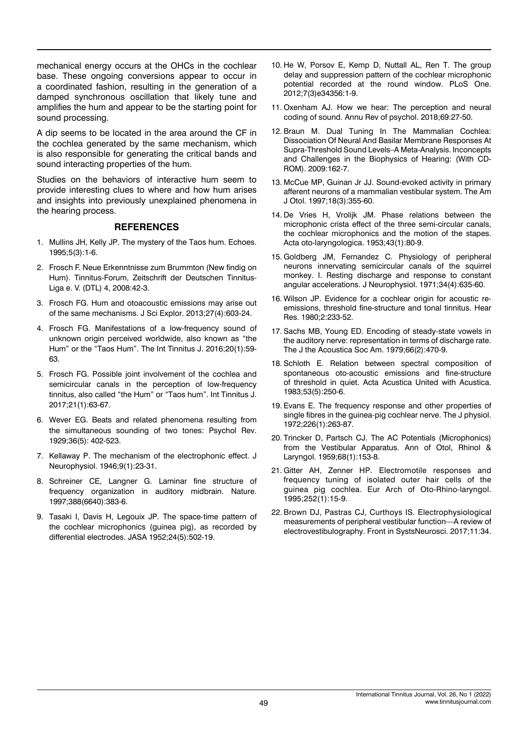mechanical energy occurs at the OHCs in the cochlear base. These ongoing conversions appear to occur in a coordinated fashion, resulting in the generation of a damped synchronous oscillation that likely tune and amplifies the hum and appear to be the starting point for sound processing.

A dip seems to be located in the area around the CF in the cochlea generated by the same mechanism, which is also responsible for generating the critical bands and sound interacting properties of the hum.

Studies on the behaviors of interactive hum seem to provide interesting clues to where and how hum arises and insights into previously unexplained phenomena in the hearing process.

## REFERENCES

1. Mullins JH, Kelly JP. The mystery of the Taos hum. Echoes. 1995;5(3):1-6.
2. Frosch F. Neue Erkenntnisse zum Brummton (New findig on Hum). Tinnitus-Forum, Zeitschrift der Deutschen Tinnitus-Liga e. V. (DTL) 4, 2008:42-3.
3. Frosch FG. Hum and otoacoustic emissions may arise out of the same mechanisms. J Sci Explor. 2013;27(4):603-24.
4. Frosch FG. Manifestations of a low-frequency sound of unknown origin perceived worldwide, also known as "the Hum" or the "Taos Hum". The Int Tinnitus J. 2016;20(1):59-63.
5. Frosch FG. Possible joint involvement of the cochlea and semicircular canals in the perception of low-frequency tinnitus, also called "the Hum" or "Taos hum". Int Tinnitus J. 2017;21(1):63-67.
6. Wever EG. Beats and related phenomena resulting from the simultaneous sounding of two tones: Psychol Rev. 1929;36(5): 402-523.
7. Kellaway P. The mechanism of the electrophonic effect. J Neurophysiol. 1946;9(1):23-31.
8. Schreiner CE, Langner G. Laminar fine structure of frequency organization in auditory midbrain. Nature. 1997;388(6640):383-6.
9. Tasaki I, Davis H, Legouix JP. The space-time pattern of the cochlear microphonics (guinea pig), as recorded by differential electrodes. JASA 1952;24(5):502-19.
10. He W, Porsov E, Kemp D, Nuttall AL, Ren T. The group delay and suppression pattern of the cochlear microphonic potential recorded at the round window. PLoS One. 2012;7(3)e34356:1-9.
11. Oxenham AJ. How we hear: The perception and neural coding of sound. Annu Rev of psychol. 2018;69:27-50.
12. Braun M. Dual Tuning In The Mammalian Cochlea: Dissociation Of Neural And Basilar Membrane Responses At Supra-Threshold Sound Levels–A Meta-Analysis. Inconcepts and Challenges in the Biophysics of Hearing: (With CD-ROM). 2009:162-7.
13. McCue MP, Guinan Jr JJ. Sound-evoked activity in primary afferent neurons of a mammalian vestibular system. The Am J Otol. 1997;18(3):355-60.
14. De Vries H, Vrolijk JM. Phase relations between the microphonic crista effect of the three semi-circular canals, the cochlear microphonics and the motion of the stapes. Acta oto-laryngologica. 1953;43(1):80-9.
15. Goldberg JM, Fernandez C. Physiology of peripheral neurons innervating semicircular canals of the squirrel monkey. I. Resting discharge and response to constant angular accelerations. J Neurophysiol. 1971;34(4):635-60.
16. Wilson JP. Evidence for a cochlear origin for acoustic re-emissions, threshold fine-structure and tonal tinnitus. Hear Res. 1980;2:233-52.
17. Sachs MB, Young ED. Encoding of steady-state vowels in the auditory nerve: representation in terms of discharge rate. The J the Acoustica Soc Am. 1979;66(2):470-9.
18. Schloth E. Relation between spectral composition of spontaneous oto-acoustic emissions and fine-structure of threshold in quiet. Acta Acustica United with Acustica. 1983;53(5):250-6.
19. Evans E. The frequency response and other properties of single fibres in the guinea-pig cochlear nerve. The J physiol. 1972;226(1):263-87.
20. Trincker D, Partsch CJ. The AC Potentials (Microphonics) from the Vestibular Apparatus. Ann of Otol, Rhinol & Laryngol. 1959;68(1):153-8.
21. Gitter AH, Zenner HP. Electromotile responses and frequency tuning of isolated outer hair cells of the guinea pig cochlea. Eur Arch of Oto-Rhino-laryngol. 1995;252(1):15-9.
22. Brown DJ, Pastras CJ, Curthoys IS. Electrophysiological measurements of peripheral vestibular function—A review of electrovestibulography. Front in SystsNeurosci. 2017;11:34.